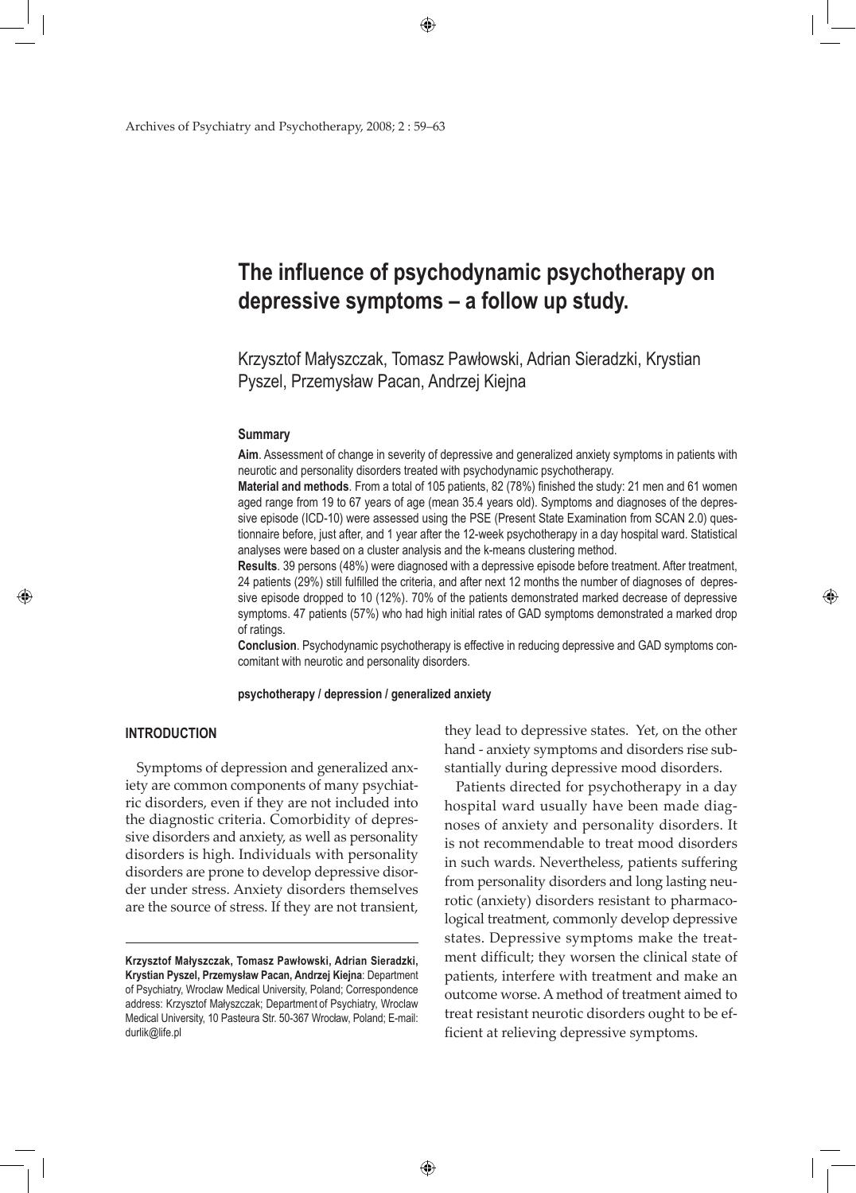# The influence of psychodynamic psychotherapy on depressive symptoms – a follow up study.

Krzysztof Małyszczak, Tomasz Pawłowski, Adrian Sieradzki, Krystian Pyszel, Przemysław Pacan, Andrzej Kiejna

### Summary

**Aim**. Assessment of change in severity of depressive and generalized anxiety symptoms in patients with neurotic and personality disorders treated with psychodynamic psychotherapy.

**Material and methods**. From a total of 105 patients, 82 (78%) finished the study: 21 men and 61 women aged range from 19 to 67 years of age (mean 35.4 years old). Symptoms and diagnoses of the depressive episode (ICD-10) were assessed using the PSE (Present State Examination from SCAN 2.0) questionnaire before, just after, and 1 year after the 12-week psychotherapy in a day hospital ward. Statistical analyses were based on a cluster analysis and the k-means clustering method.

**Results**. 39 persons (48%) were diagnosed with a depressive episode before treatment. After treatment, 24 patients (29%) still fulfilled the criteria, and after next 12 months the number of diagnoses of depressive episode dropped to 10 (12%). 70% of the patients demonstrated marked decrease of depressive symptoms. 47 patients (57%) who had high initial rates of GAD symptoms demonstrated a marked drop of ratings.

**Conclusion**. Psychodynamic psychotherapy is effective in reducing depressive and GAD symptoms concomitant with neurotic and personality disorders.

**psychotherapy / depression / generalized anxiety**

## INTRODUCTION

Symptoms of depression and generalized anxiety are common components of many psychiatric disorders, even if they are not included into the diagnostic criteria. Comorbidity of depressive disorders and anxiety, as well as personality disorders is high. Individuals with personality disorders are prone to develop depressive disorder under stress. Anxiety disorders themselves are the source of stress. If they are not transient, they lead to depressive states. Yet, on the other hand - anxiety symptoms and disorders rise substantially during depressive mood disorders.

Patients directed for psychotherapy in a day hospital ward usually have been made diagnoses of anxiety and personality disorders. It is not recommendable to treat mood disorders in such wards. Nevertheless, patients suffering from personality disorders and long lasting neurotic (anxiety) disorders resistant to pharmacological treatment, commonly develop depressive states. Depressive symptoms make the treatment difficult; they worsen the clinical state of patients, interfere with treatment and make an outcome worse. A method of treatment aimed to treat resistant neurotic disorders ought to be efficient at relieving depressive symptoms.

**Krzysztof Małyszczak, Tomasz Pawłowski, Adrian Sieradzki, Krystian Pyszel, Przemysław Pacan, Andrzej Kiejna**: Department of Psychiatry, Wroclaw Medical University, Poland; Correspondence address: Krzysztof Małyszczak; Department of Psychiatry, Wroclaw Medical University, 10 Pasteura Str. 50-367 Wrocław, Poland; E-mail: durlik@life.pl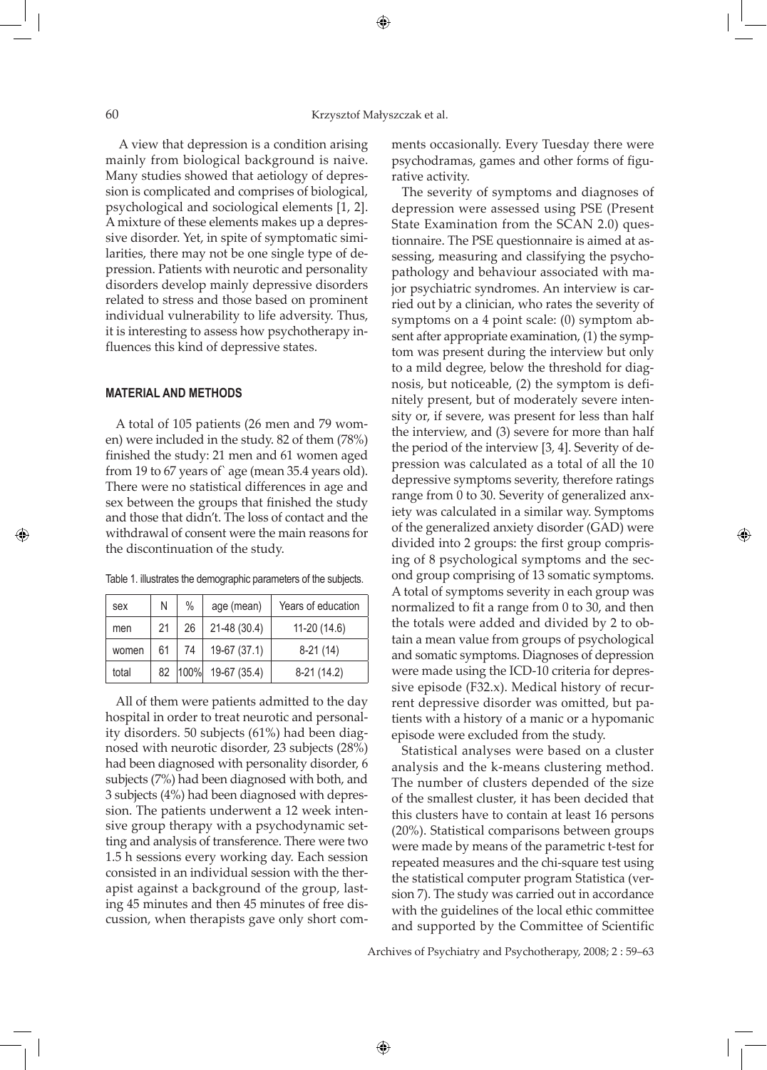A view that depression is a condition arising mainly from biological background is naive. Many studies showed that aetiology of depression is complicated and comprises of biological, psychological and sociological elements [1, 2]. A mixture of these elements makes up a depressive disorder. Yet, in spite of symptomatic similarities, there may not be one single type of depression. Patients with neurotic and personality disorders develop mainly depressive disorders related to stress and those based on prominent individual vulnerability to life adversity. Thus, it is interesting to assess how psychotherapy influences this kind of depressive states.

## MATERIAL AND METHODS

A total of 105 patients (26 men and 79 women) were included in the study. 82 of them (78%) finished the study: 21 men and 61 women aged from 19 to 67 years of` age (mean 35.4 years old). There were no statistical differences in age and sex between the groups that finished the study and those that didn't. The loss of contact and the withdrawal of consent were the main reasons for the discontinuation of the study.

Table 1. illustrates the demographic parameters of the subjects.

| sex | N | % | age (mean) | Years of education |
|---|---|---|---|---|
| men | 21 | 26 | 21-48 (30.4) | 11-20 (14.6) |
| women | 61 | 74 | 19-67 (37.1) | 8-21 (14) |
| total | 82 | 100% | 19-67 (35.4) | 8-21 (14.2) |

All of them were patients admitted to the day hospital in order to treat neurotic and personality disorders. 50 subjects (61%) had been diagnosed with neurotic disorder, 23 subjects (28%) had been diagnosed with personality disorder, 6 subjects (7%) had been diagnosed with both, and 3 subjects (4%) had been diagnosed with depression. The patients underwent a 12 week intensive group therapy with a psychodynamic setting and analysis of transference. There were two 1.5 h sessions every working day. Each session consisted in an individual session with the therapist against a background of the group, lasting 45 minutes and then 45 minutes of free discussion, when therapists gave only short comments occasionally. Every Tuesday there were psychodramas, games and other forms of figurative activity.

The severity of symptoms and diagnoses of depression were assessed using PSE (Present State Examination from the SCAN 2.0) questionnaire. The PSE questionnaire is aimed at assessing, measuring and classifying the psychopathology and behaviour associated with major psychiatric syndromes. An interview is carried out by a clinician, who rates the severity of symptoms on a 4 point scale: (0) symptom absent after appropriate examination, (1) the symptom was present during the interview but only to a mild degree, below the threshold for diagnosis, but noticeable, (2) the symptom is definitely present, but of moderately severe intensity or, if severe, was present for less than half the interview, and (3) severe for more than half the period of the interview [3, 4]. Severity of depression was calculated as a total of all the 10 depressive symptoms severity, therefore ratings range from 0 to 30. Severity of generalized anxiety was calculated in a similar way. Symptoms of the generalized anxiety disorder (GAD) were divided into 2 groups: the first group comprising of 8 psychological symptoms and the second group comprising of 13 somatic symptoms. A total of symptoms severity in each group was normalized to fit a range from 0 to 30, and then the totals were added and divided by 2 to obtain a mean value from groups of psychological and somatic symptoms. Diagnoses of depression were made using the ICD-10 criteria for depressive episode (F32.x). Medical history of recurrent depressive disorder was omitted, but patients with a history of a manic or a hypomanic episode were excluded from the study.

Statistical analyses were based on a cluster analysis and the k-means clustering method. The number of clusters depended of the size of the smallest cluster, it has been decided that this clusters have to contain at least 16 persons (20%). Statistical comparisons between groups were made by means of the parametric t-test for repeated measures and the chi-square test using the statistical computer program Statistica (version 7). The study was carried out in accordance with the guidelines of the local ethic committee and supported by the Committee of Scientific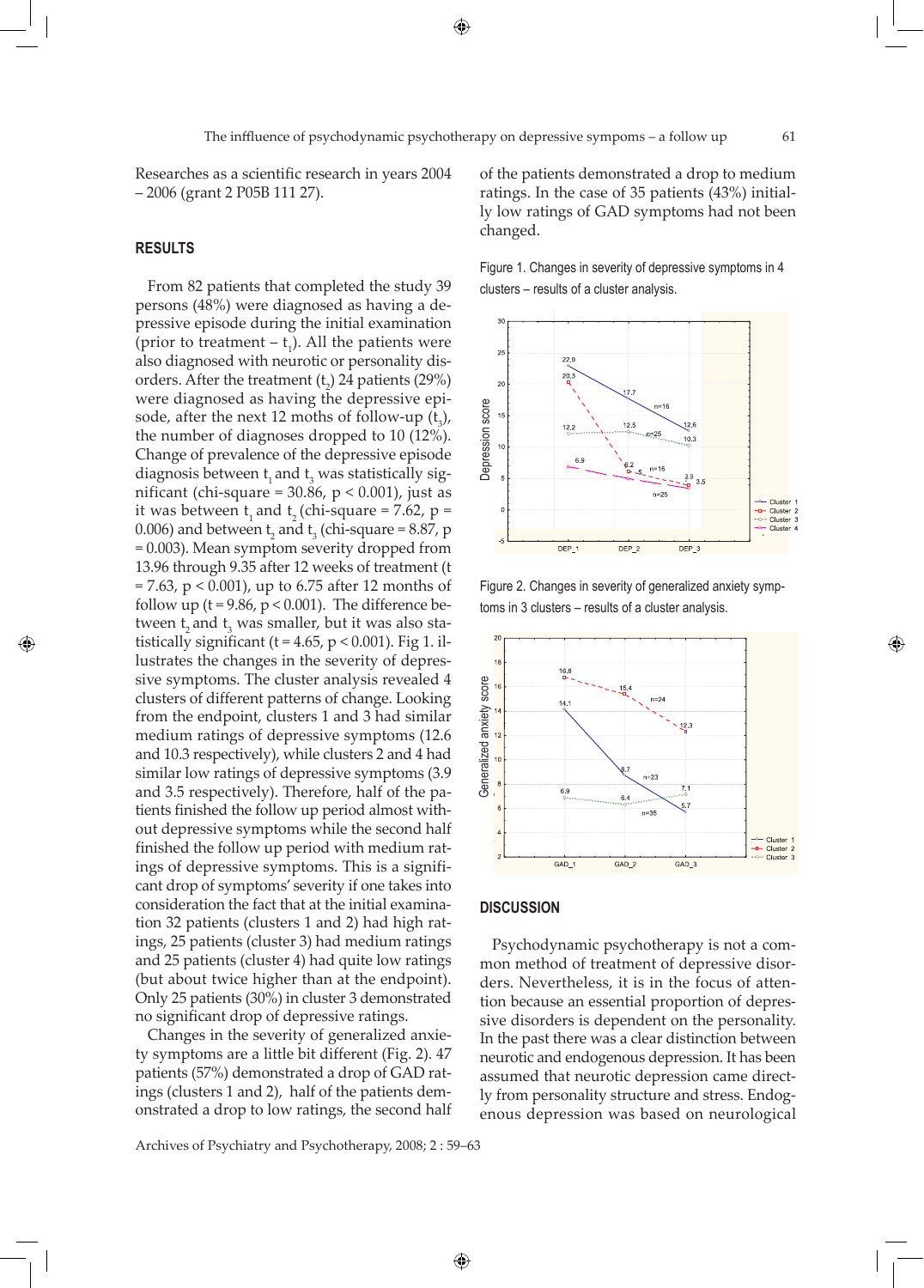Researches as a scientific research in years 2004 – 2006 (grant 2 P05B 111 27).

## RESULTS

From 82 patients that completed the study 39 persons (48%) were diagnosed as having a depressive episode during the initial examination (prior to treatment – $t_1$). All the patients were also diagnosed with neurotic or personality disorders. After the treatment ($t_2$) 24 patients (29%) were diagnosed as having the depressive episode, after the next 12 moths of follow-up ($t_3$), the number of diagnoses dropped to 10 (12%). Change of prevalence of the depressive episode diagnosis between $t_1$ and $t_3$ was statistically significant (chi-square = 30.86, $p < 0.001$), just as it was between $t_1$ and $t_2$ (chi-square = 7.62, $p = 0.006$) and between $t_2$ and $t_3$ (chi-square = 8.87, $p = 0.003$). Mean symptom severity dropped from 13.96 through 9.35 after 12 weeks of treatment ($t = 7.63$, $p < 0.001$), up to 6.75 after 12 months of follow up ($t = 9.86$, $p < 0.001$). The difference between $t_2$ and $t_3$ was smaller, but it was also statistically significant ($t = 4.65$, $p < 0.001$). Fig 1. illustrates the changes in the severity of depressive symptoms. The cluster analysis revealed 4 clusters of different patterns of change. Looking from the endpoint, clusters 1 and 3 had similar medium ratings of depressive symptoms (12.6 and 10.3 respectively), while clusters 2 and 4 had similar low ratings of depressive symptoms (3.9 and 3.5 respectively). Therefore, half of the patients finished the follow up period almost without depressive symptoms while the second half finished the follow up period with medium ratings of depressive symptoms. This is a significant drop of symptoms' severity if one takes into consideration the fact that at the initial examination 32 patients (clusters 1 and 2) had high ratings, 25 patients (cluster 3) had medium ratings and 25 patients (cluster 4) had quite low ratings (but about twice higher than at the endpoint). Only 25 patients (30%) in cluster 3 demonstrated no significant drop of depressive ratings.

Changes in the severity of generalized anxiety symptoms are a little bit different (Fig. 2). 47 patients (57%) demonstrated a drop of GAD ratings (clusters 1 and 2), half of the patients demonstrated a drop to low ratings, the second half of the patients demonstrated a drop to medium ratings. In the case of 35 patients (43%) initially low ratings of GAD symptoms had not been changed.

Figure 1. Changes in severity of depressive symptoms in 4 clusters – results of a cluster analysis.

Figure 2. Changes in severity of generalized anxiety symptoms in 3 clusters – results of a cluster analysis.

## DISCUSSION

Psychodynamic psychotherapy is not a common method of treatment of depressive disorders. Nevertheless, it is in the focus of attention because an essential proportion of depressive disorders is dependent on the personality. In the past there was a clear distinction between neurotic and endogenous depression. It has been assumed that neurotic depression came directly from personality structure and stress. Endogenous depression was based on neurological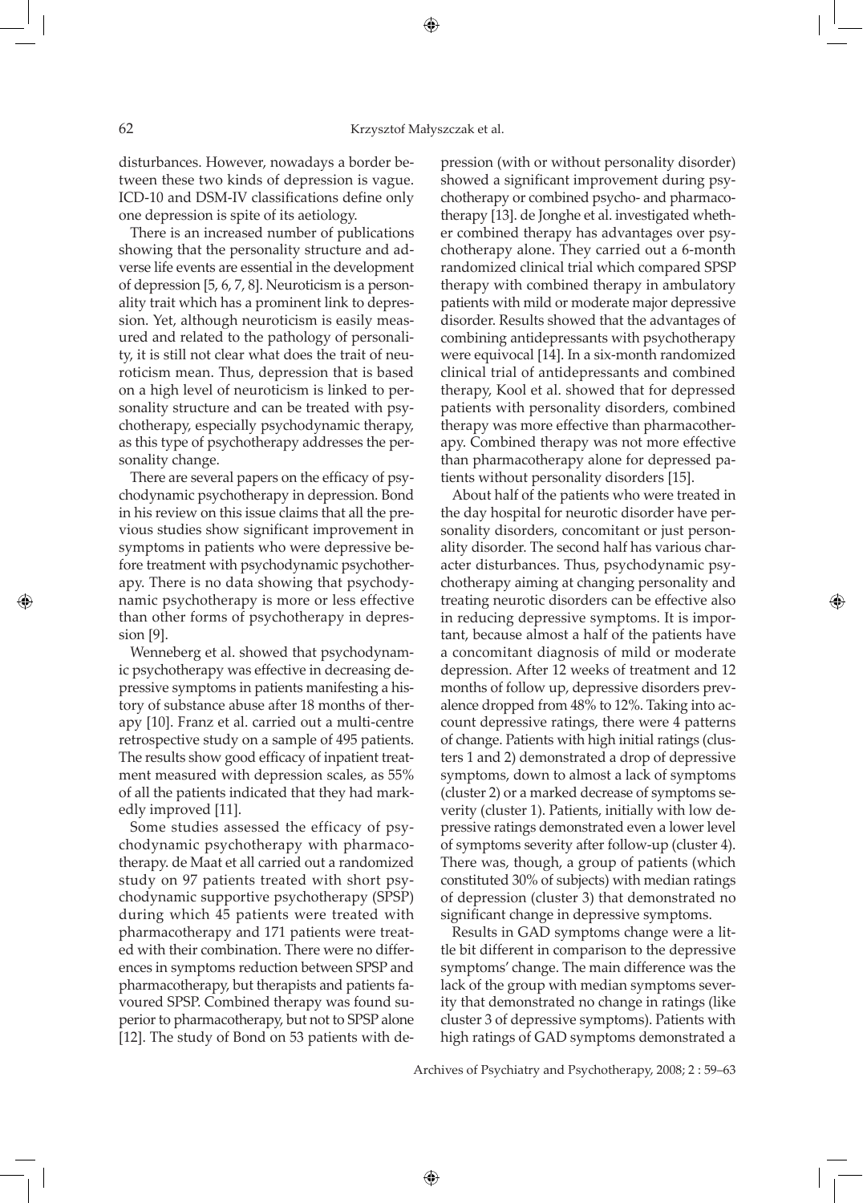disturbances. However, nowadays a border between these two kinds of depression is vague. ICD-10 and DSM-IV classifications define only one depression is spite of its aetiology.

There is an increased number of publications showing that the personality structure and adverse life events are essential in the development of depression [5, 6, 7, 8]. Neuroticism is a personality trait which has a prominent link to depression. Yet, although neuroticism is easily measured and related to the pathology of personality, it is still not clear what does the trait of neuroticism mean. Thus, depression that is based on a high level of neuroticism is linked to personality structure and can be treated with psychotherapy, especially psychodynamic therapy, as this type of psychotherapy addresses the personality change.

There are several papers on the efficacy of psychodynamic psychotherapy in depression. Bond in his review on this issue claims that all the previous studies show significant improvement in symptoms in patients who were depressive before treatment with psychodynamic psychotherapy. There is no data showing that psychodynamic psychotherapy is more or less effective than other forms of psychotherapy in depression [9].

Wenneberg et al. showed that psychodynamic psychotherapy was effective in decreasing depressive symptoms in patients manifesting a history of substance abuse after 18 months of therapy [10]. Franz et al. carried out a multi-centre retrospective study on a sample of 495 patients. The results show good efficacy of inpatient treatment measured with depression scales, as 55% of all the patients indicated that they had markedly improved [11].

Some studies assessed the efficacy of psychodynamic psychotherapy with pharmacotherapy. de Maat et all carried out a randomized study on 97 patients treated with short psychodynamic supportive psychotherapy (SPSP) during which 45 patients were treated with pharmacotherapy and 171 patients were treated with their combination. There were no differences in symptoms reduction between SPSP and pharmacotherapy, but therapists and patients favoured SPSP. Combined therapy was found superior to pharmacotherapy, but not to SPSP alone [12]. The study of Bond on 53 patients with depression (with or without personality disorder) showed a significant improvement during psychotherapy or combined psycho- and pharmacotherapy [13]. de Jonghe et al. investigated whether combined therapy has advantages over psychotherapy alone. They carried out a 6-month randomized clinical trial which compared SPSP therapy with combined therapy in ambulatory patients with mild or moderate major depressive disorder. Results showed that the advantages of combining antidepressants with psychotherapy were equivocal [14]. In a six-month randomized clinical trial of antidepressants and combined therapy, Kool et al. showed that for depressed patients with personality disorders, combined therapy was more effective than pharmacotherapy. Combined therapy was not more effective than pharmacotherapy alone for depressed patients without personality disorders [15].

About half of the patients who were treated in the day hospital for neurotic disorder have personality disorders, concomitant or just personality disorder. The second half has various character disturbances. Thus, psychodynamic psychotherapy aiming at changing personality and treating neurotic disorders can be effective also in reducing depressive symptoms. It is important, because almost a half of the patients have a concomitant diagnosis of mild or moderate depression. After 12 weeks of treatment and 12 months of follow up, depressive disorders prevalence dropped from 48% to 12%. Taking into account depressive ratings, there were 4 patterns of change. Patients with high initial ratings (clusters 1 and 2) demonstrated a drop of depressive symptoms, down to almost a lack of symptoms (cluster 2) or a marked decrease of symptoms severity (cluster 1). Patients, initially with low depressive ratings demonstrated even a lower level of symptoms severity after follow-up (cluster 4). There was, though, a group of patients (which constituted 30% of subjects) with median ratings of depression (cluster 3) that demonstrated no significant change in depressive symptoms.

Results in GAD symptoms change were a little bit different in comparison to the depressive symptoms' change. The main difference was the lack of the group with median symptoms severity that demonstrated no change in ratings (like cluster 3 of depressive symptoms). Patients with high ratings of GAD symptoms demonstrated a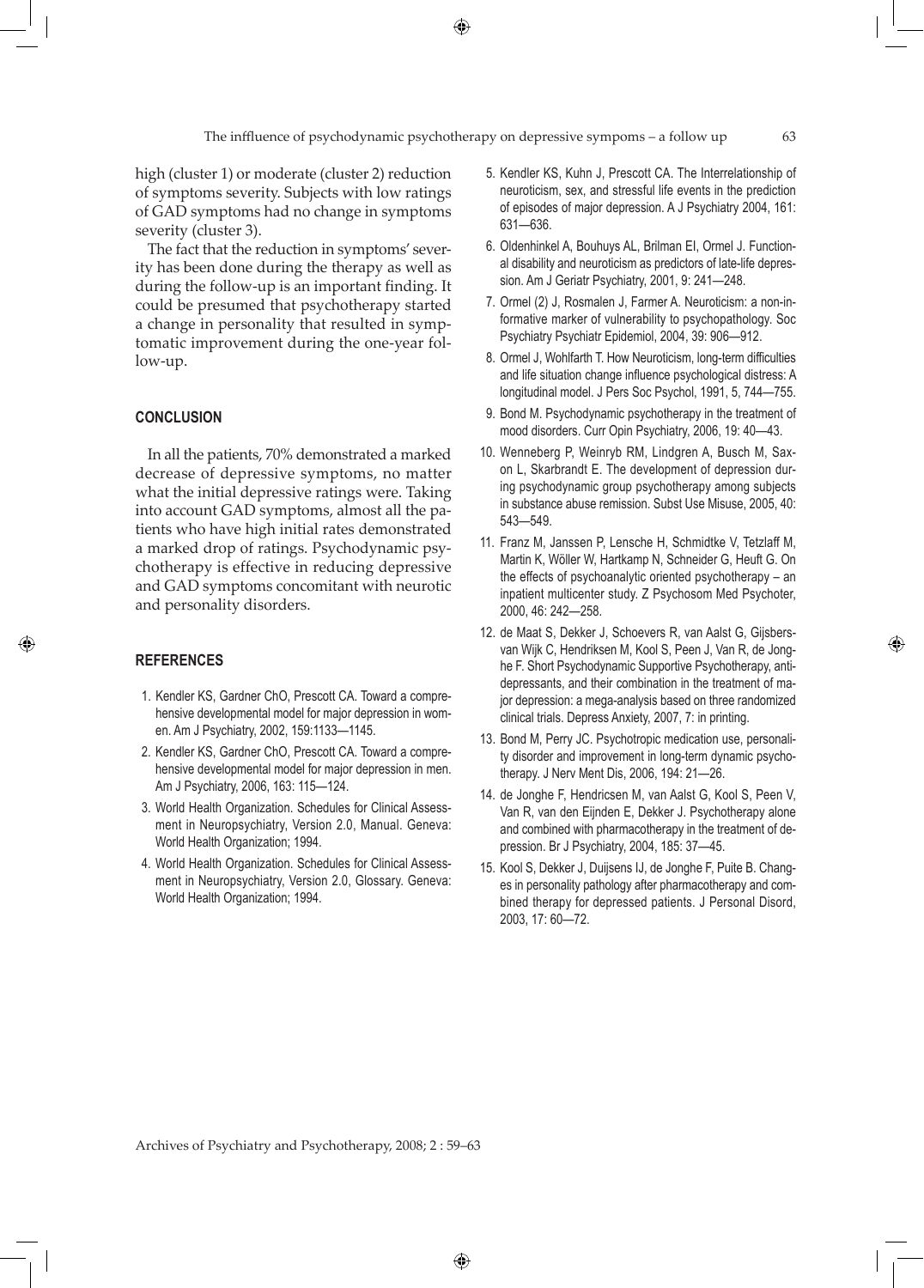high (cluster 1) or moderate (cluster 2) reduction of symptoms severity. Subjects with low ratings of GAD symptoms had no change in symptoms severity (cluster 3).

The fact that the reduction in symptoms' severity has been done during the therapy as well as during the follow-up is an important finding. It could be presumed that psychotherapy started a change in personality that resulted in symptomatic improvement during the one-year follow-up.

## CONCLUSION

In all the patients, 70% demonstrated a marked decrease of depressive symptoms, no matter what the initial depressive ratings were. Taking into account GAD symptoms, almost all the patients who have high initial rates demonstrated a marked drop of ratings. Psychodynamic psychotherapy is effective in reducing depressive and GAD symptoms concomitant with neurotic and personality disorders.

## REFERENCES

1. Kendler KS, Gardner ChO, Prescott CA. Toward a comprehensive developmental model for major depression in women. Am J Psychiatry, 2002, 159:1133—1145.
2. Kendler KS, Gardner ChO, Prescott CA. Toward a comprehensive developmental model for major depression in men. Am J Psychiatry, 2006, 163: 115—124.
3. World Health Organization. Schedules for Clinical Assessment in Neuropsychiatry, Version 2.0, Manual. Geneva: World Health Organization; 1994.
4. World Health Organization. Schedules for Clinical Assessment in Neuropsychiatry, Version 2.0, Glossary. Geneva: World Health Organization; 1994.
5. Kendler KS, Kuhn J, Prescott CA. The Interrelationship of neuroticism, sex, and stressful life events in the prediction of episodes of major depression. A J Psychiatry 2004, 161: 631—636.
6. Oldenhinkel A, Bouhuys AL, Brilman EI, Ormel J. Functional disability and neuroticism as predictors of late-life depression. Am J Geriatr Psychiatry, 2001, 9: 241—248.
7. Ormel (2) J, Rosmalen J, Farmer A. Neuroticism: a non-informative marker of vulnerability to psychopathology. Soc Psychiatry Psychiatr Epidemiol, 2004, 39: 906—912.
8. Ormel J, Wohlfarth T. How Neuroticism, long-term difficulties and life situation change influence psychological distress: A longitudinal model. J Pers Soc Psychol, 1991, 5, 744—755.
9. Bond M. Psychodynamic psychotherapy in the treatment of mood disorders. Curr Opin Psychiatry, 2006, 19: 40—43.
10. Wenneberg P, Weinryb RM, Lindgren A, Busch M, Saxon L, Skarbrandt E. The development of depression during psychodynamic group psychotherapy among subjects in substance abuse remission. Subst Use Misuse, 2005, 40: 543—549.
11. Franz M, Janssen P, Lensche H, Schmidtke V, Tetzlaff M, Martin K, Wöller W, Hartkamp N, Schneider G, Heuft G. On the effects of psychoanalytic oriented psychotherapy – an inpatient multicenter study. Z Psychosom Med Psychoter, 2000, 46: 242—258.
12. de Maat S, Dekker J, Schoevers R, van Aalst G, Gijsbers-van Wijk C, Hendriksen M, Kool S, Peen J, Van R, de Jonghe F. Short Psychodynamic Supportive Psychotherapy, antidepressants, and their combination in the treatment of major depression: a mega-analysis based on three randomized clinical trials. Depress Anxiety, 2007, 7: in printing.
13. Bond M, Perry JC. Psychotropic medication use, personality disorder and improvement in long-term dynamic psychotherapy. J Nerv Ment Dis, 2006, 194: 21—26.
14. de Jonghe F, Hendricsen M, van Aalst G, Kool S, Peen V, Van R, van den Eijnden E, Dekker J. Psychotherapy alone and combined with pharmacotherapy in the treatment of depression. Br J Psychiatry, 2004, 185: 37—45.
15. Kool S, Dekker J, Duijsens IJ, de Jonghe F, Puite B. Changes in personality pathology after pharmacotherapy and combined therapy for depressed patients. J Personal Disord, 2003, 17: 60—72.